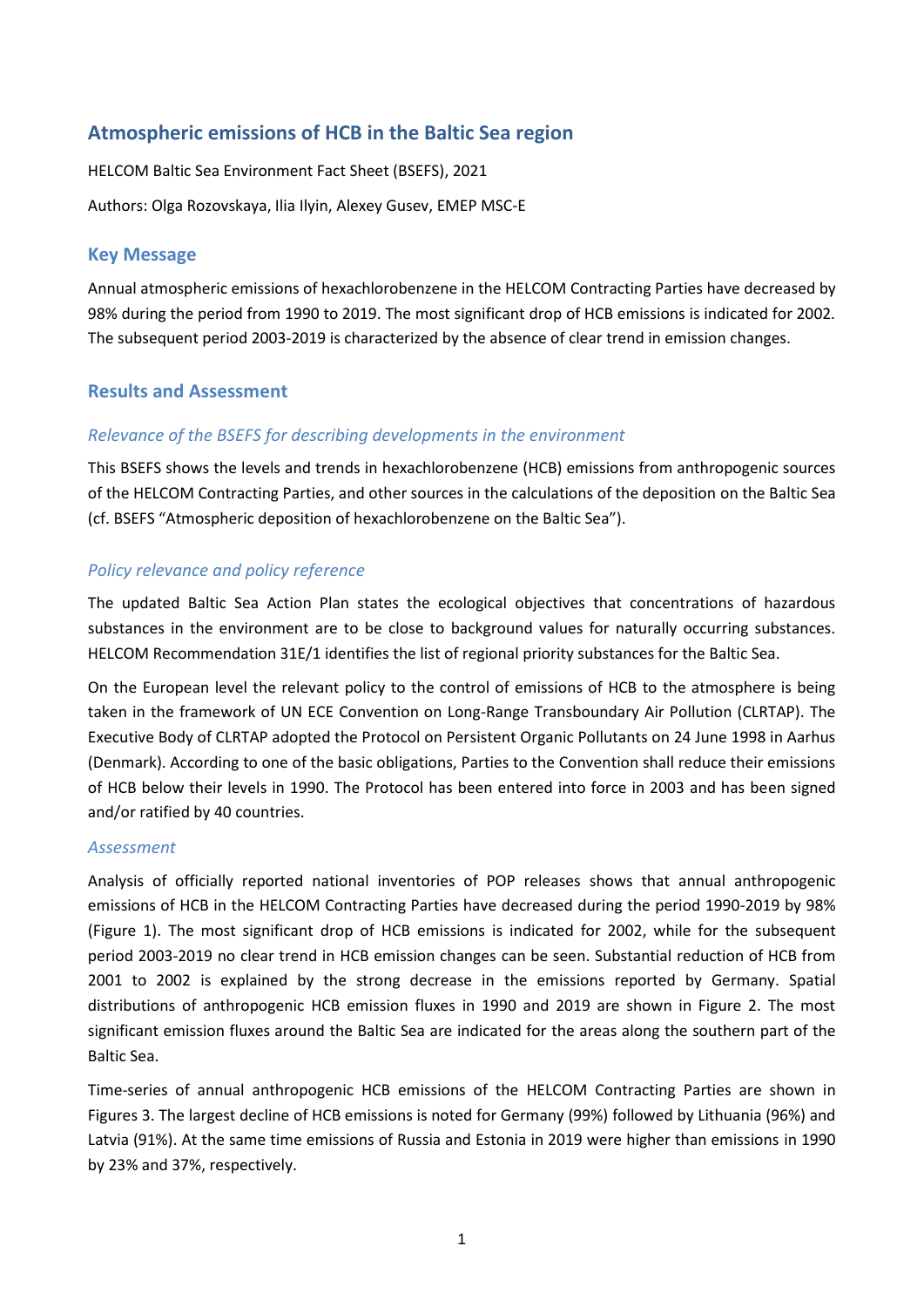# Atmospheric emissions of HCB in the Baltic Sea region

HELCOM Baltic Sea Environment Fact Sheet (BSEFS), 2021

Authors: Olga Rozovskaya, Ilia Ilyin, Alexey Gusev, EMEP MSC-E

## Key Message

Annual atmospheric emissions of hexachlorobenzene in the HELCOM Contracting Parties have decreased by 98% during the period from 1990 to 2019. The most significant drop of HCB emissions is indicated for 2002. The subsequent period 2003-2019 is characterized by the absence of clear trend in emission changes.

## Results and Assessment

### *Relevance of the BSEFS for describing developments in the environment*

This BSEFS shows the levels and trends in hexachlorobenzene (HCB) emissions from anthropogenic sources of the HELCOM Contracting Parties, and other sources in the calculations of the deposition on the Baltic Sea (cf. BSEFS "Atmospheric deposition of hexachlorobenzene on the Baltic Sea").

### *Policy relevance and policy reference*

The updated Baltic Sea Action Plan states the ecological objectives that concentrations of hazardous substances in the environment are to be close to background values for naturally occurring substances. HELCOM Recommendation 31E/1 identifies the list of regional priority substances for the Baltic Sea.

On the European level the relevant policy to the control of emissions of HCB to the atmosphere is being taken in the framework of UN ECE Convention on Long-Range Transboundary Air Pollution (CLRTAP). The Executive Body of CLRTAP adopted the Protocol on Persistent Organic Pollutants on 24 June 1998 in Aarhus (Denmark). According to one of the basic obligations, Parties to the Convention shall reduce their emissions of HCB below their levels in 1990. The Protocol has been entered into force in 2003 and has been signed and/or ratified by 40 countries.

### *Assessment*

Analysis of officially reported national inventories of POP releases shows that annual anthropogenic emissions of HCB in the HELCOM Contracting Parties have decreased during the period 1990-2019 by 98% (Figure 1). The most significant drop of HCB emissions is indicated for 2002, while for the subsequent period 2003-2019 no clear trend in HCB emission changes can be seen. Substantial reduction of HCB from 2001 to 2002 is explained by the strong decrease in the emissions reported by Germany. Spatial distributions of anthropogenic HCB emission fluxes in 1990 and 2019 are shown in Figure 2. The most significant emission fluxes around the Baltic Sea are indicated for the areas along the southern part of the Baltic Sea.

Time-series of annual anthropogenic HCB emissions of the HELCOM Contracting Parties are shown in Figures 3. The largest decline of HCB emissions is noted for Germany (99%) followed by Lithuania (96%) and Latvia (91%). At the same time emissions of Russia and Estonia in 2019 were higher than emissions in 1990 by 23% and 37%, respectively.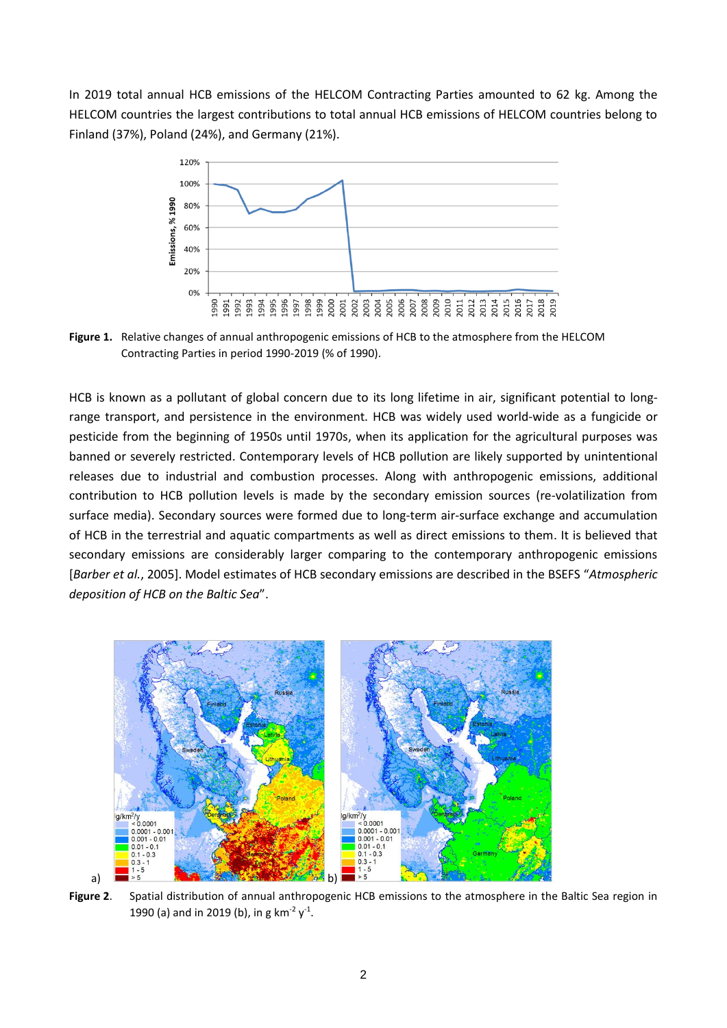In 2019 total annual HCB emissions of the HELCOM Contracting Parties amounted to 62 kg. Among the HELCOM countries the largest contributions to total annual HCB emissions of HELCOM countries belong to Finland (37%), Poland (24%), and Germany (21%).

**Figure 1.** Relative changes of annual anthropogenic emissions of HCB to the atmosphere from the HELCOM Contracting Parties in period 1990-2019 (% of 1990).

HCB is known as a pollutant of global concern due to its long lifetime in air, significant potential to long-range transport, and persistence in the environment. HCB was widely used world-wide as a fungicide or pesticide from the beginning of 1950s until 1970s, when its application for the agricultural purposes was banned or severely restricted. Contemporary levels of HCB pollution are likely supported by unintentional releases due to industrial and combustion processes. Along with anthropogenic emissions, additional contribution to HCB pollution levels is made by the secondary emission sources (re-volatilization from surface media). Secondary sources were formed due to long-term air-surface exchange and accumulation of HCB in the terrestrial and aquatic compartments as well as direct emissions to them. It is believed that secondary emissions are considerably larger comparing to the contemporary anthropogenic emissions [*Barber et al.*, 2005]. Model estimates of HCB secondary emissions are described in the BSEFS "*Atmospheric deposition of HCB on the Baltic Sea*".

**Figure 2**. Spatial distribution of annual anthropogenic HCB emissions to the atmosphere in the Baltic Sea region in 1990 (a) and in 2019 (b), in g km$^{-2}$ y$^{-1}$.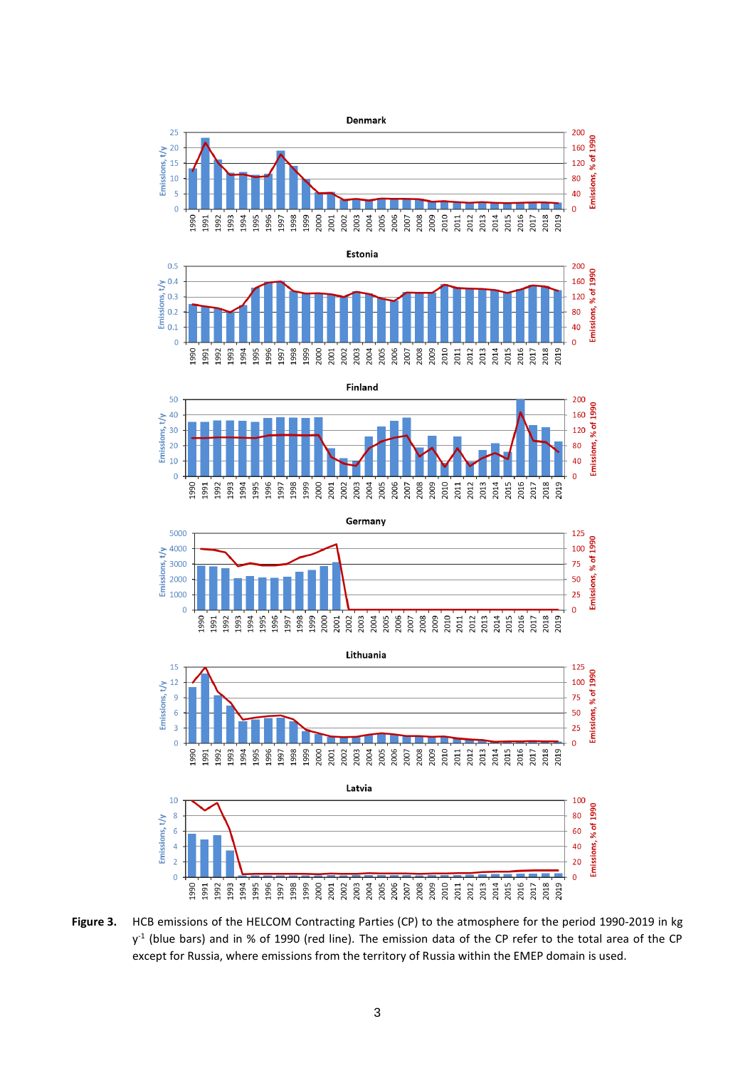Denmark

25
20
15
10
5
0

Emissions, t/y

200
160
120
80
40
0

Emissions, % of 1990

1990 1991 1992 1993 1994 1995 1996 1997 1998 1999 2000 2001 2002 2003 2004 2005 2006 2007 2008 2009 2010 2011 2012 2013 2014 2015 2016 2017 2018 2019

Estonia

0.5
0.4
0.3
0.2
0.1
0

Emissions, t/y

200
160
120
80
40
0

Emissions, % of 1990

1990 1991 1992 1993 1994 1995 1996 1997 1998 1999 2000 2001 2002 2003 2004 2005 2006 2007 2008 2009 2010 2011 2012 2013 2014 2015 2016 2017 2018 2019

Finland

50
40
30
20
10
0

Emissions, t/y

200
160
120
80
40
0

Emissions, % of 1990

1990 1991 1992 1993 1994 1995 1996 1997 1998 1999 2000 2001 2002 2003 2004 2005 2006 2007 2008 2009 2010 2011 2012 2013 2014 2015 2016 2017 2018 2019

Germany

5000
4000
3000
2000
1000
0

Emissions, t/y

125
100
75
50
25
0

Emissions, % of 1990

1990 1991 1992 1993 1994 1995 1996 1997 1998 1999 2000 2001 2002 2003 2004 2005 2006 2007 2008 2009 2010 2011 2012 2013 2014 2015 2016 2017 2018 2019

Lithuania

15
12
9
6
3
0

Emissions, t/y

125
100
75
50
25
0

Emissions, % of 1990

1990 1991 1992 1993 1994 1995 1996 1997 1998 1999 2000 2001 2002 2003 2004 2005 2006 2007 2008 2009 2010 2011 2012 2013 2014 2015 2016 2017 2018 2019

Latvia

10
8
6
4
2
0

Emissions, t/y

100
80
60
40
20
0

Emissions, % of 1990

1990 1991 1992 1993 1994 1995 1996 1997 1998 1999 2000 2001 2002 2003 2004 2005 2006 2007 2008 2009 2010 2011 2012 2013 2014 2015 2016 2017 2018 2019

**Figure 3.** HCB emissions of the HELCOM Contracting Parties (CP) to the atmosphere for the period 1990-2019 in kg $y^{-1}$ (blue bars) and in % of 1990 (red line). The emission data of the CP refer to the total area of the CP except for Russia, where emissions from the territory of Russia within the EMEP domain is used.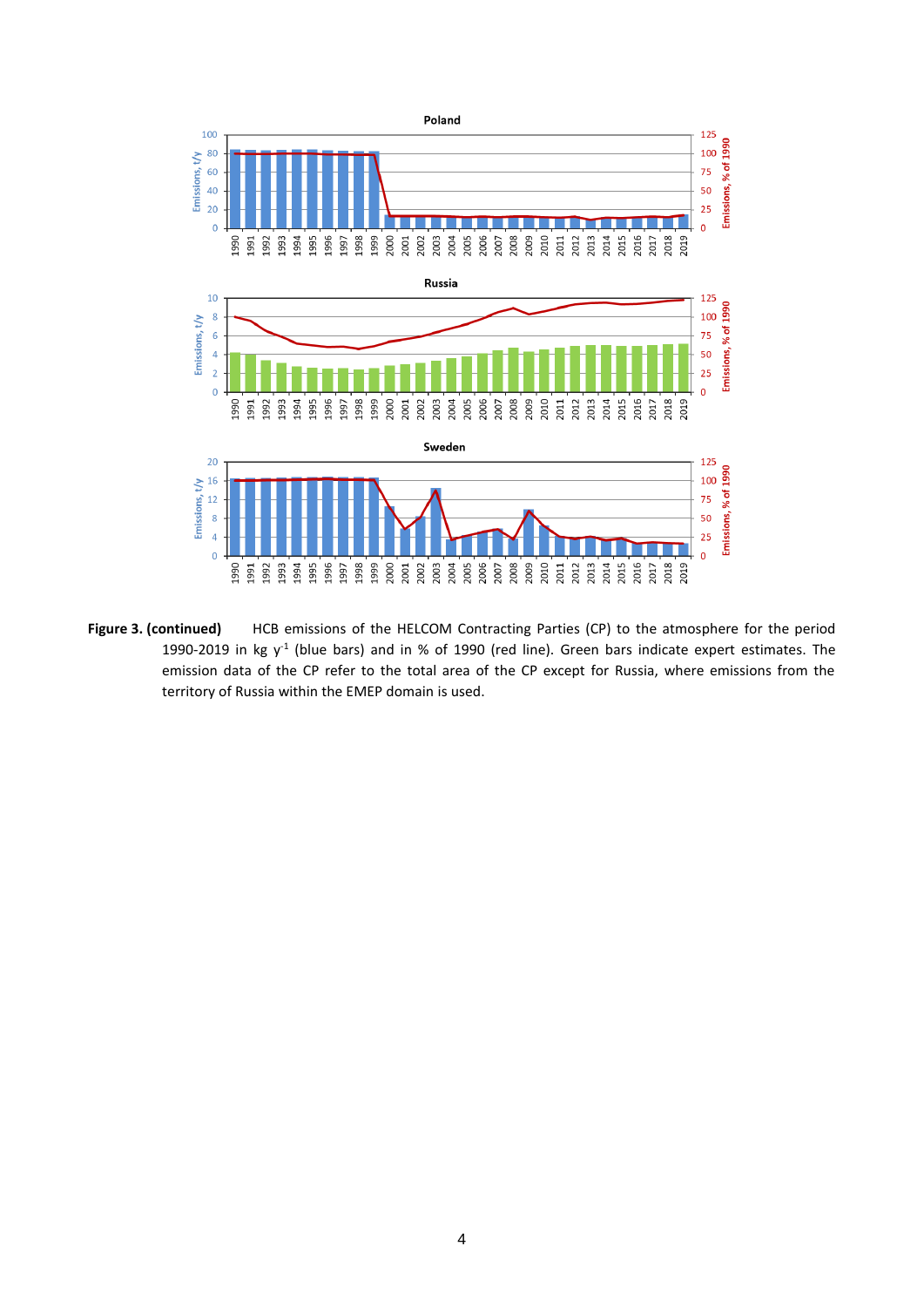Poland

Emissions, t/y

Emissions, % of 1990

100
80
60
40
20
0

125
100
75
50
25
0

1990 1991 1992 1993 1994 1995 1996 1997 1998 1999 2000 2001 2002 2003 2004 2005 2006 2007 2008 2009 2010 2011 2012 2013 2014 2015 2016 2017 2018 2019

Russia

Emissions, t/y

Emissions, % of 1990

10
8
6
4
2
0

125
100
75
50
25
0

1990 1991 1992 1993 1994 1995 1996 1997 1998 1999 2000 2001 2002 2003 2004 2005 2006 2007 2008 2009 2010 2011 2012 2013 2014 2015 2016 2017 2018 2019

Sweden

Emissions, t/y

Emissions, % of 1990

20
16
12
8
4
0

125
100
75
50
25
0

1990 1991 1992 1993 1994 1995 1996 1997 1998 1999 2000 2001 2002 2003 2004 2005 2006 2007 2008 2009 2010 2011 2012 2013 2014 2015 2016 2017 2018 2019

**Figure 3. (continued)** HCB emissions of the HELCOM Contracting Parties (CP) to the atmosphere for the period 1990-2019 in kg $y^{-1}$ (blue bars) and in % of 1990 (red line). Green bars indicate expert estimates. The emission data of the CP refer to the total area of the CP except for Russia, where emissions from the territory of Russia within the EMEP domain is used.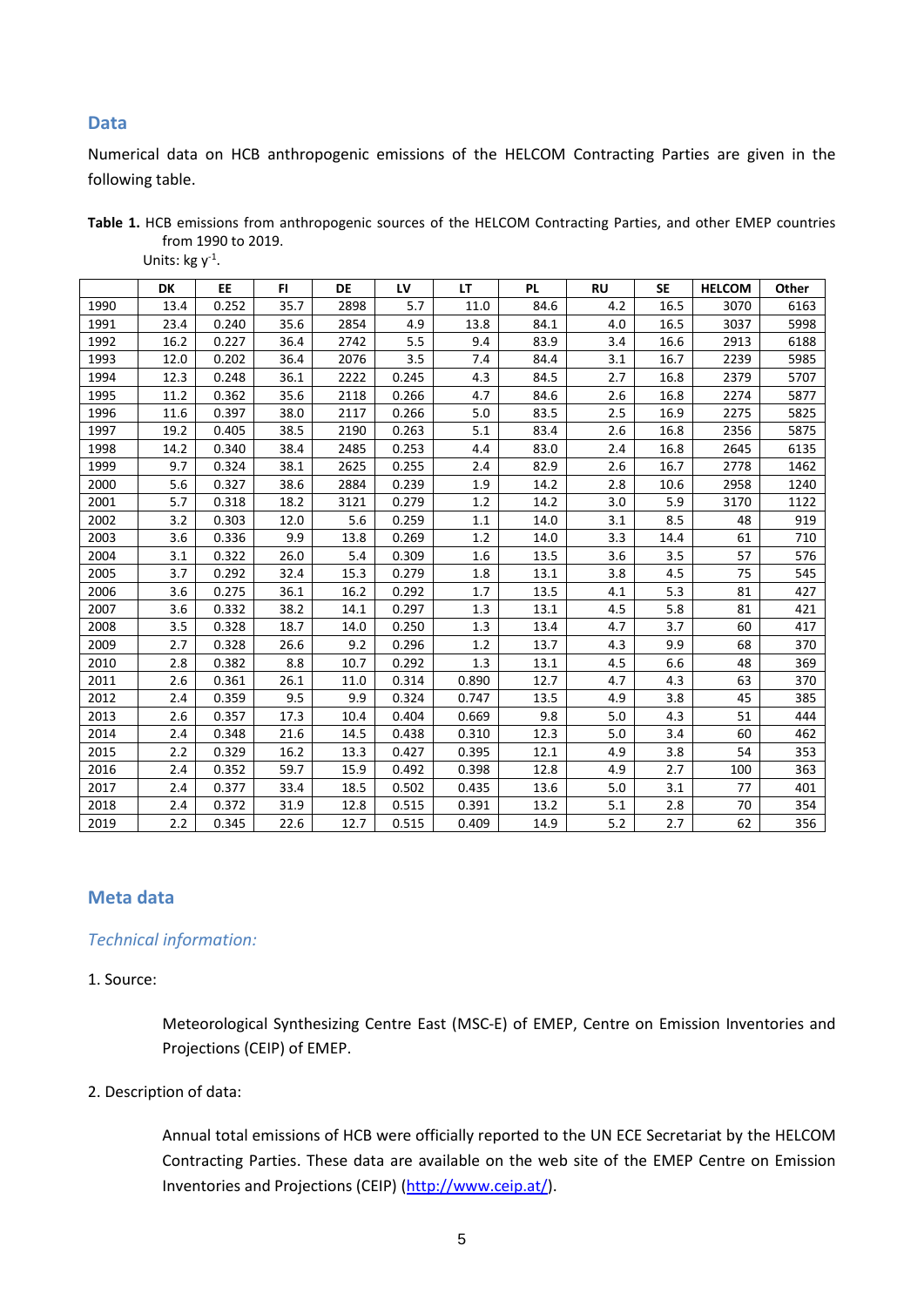## Data

Numerical data on HCB anthropogenic emissions of the HELCOM Contracting Parties are given in the following table.

**Table 1.** HCB emissions from anthropogenic sources of the HELCOM Contracting Parties, and other EMEP countries from 1990 to 2019.
Units: kg $y^{-1}$.

| | DK | EE | FI | DE | LV | LT | PL | RU | SE | HELCOM | Other |
|---|---|---|---|---|---|---|---|---|---|---|---|
| 1990 | 13.4 | 0.252 | 35.7 | 2898 | 5.7 | 11.0 | 84.6 | 4.2 | 16.5 | 3070 | 6163 |
| 1991 | 23.4 | 0.240 | 35.6 | 2854 | 4.9 | 13.8 | 84.1 | 4.0 | 16.5 | 3037 | 5998 |
| 1992 | 16.2 | 0.227 | 36.4 | 2742 | 5.5 | 9.4 | 83.9 | 3.4 | 16.6 | 2913 | 6188 |
| 1993 | 12.0 | 0.202 | 36.4 | 2076 | 3.5 | 7.4 | 84.4 | 3.1 | 16.7 | 2239 | 5985 |
| 1994 | 12.3 | 0.248 | 36.1 | 2222 | 0.245 | 4.3 | 84.5 | 2.7 | 16.8 | 2379 | 5707 |
| 1995 | 11.2 | 0.362 | 35.6 | 2118 | 0.266 | 4.7 | 84.6 | 2.6 | 16.8 | 2274 | 5877 |
| 1996 | 11.6 | 0.397 | 38.0 | 2117 | 0.266 | 5.0 | 83.5 | 2.5 | 16.9 | 2275 | 5825 |
| 1997 | 19.2 | 0.405 | 38.5 | 2190 | 0.263 | 5.1 | 83.4 | 2.6 | 16.8 | 2356 | 5875 |
| 1998 | 14.2 | 0.340 | 38.4 | 2485 | 0.253 | 4.4 | 83.0 | 2.4 | 16.8 | 2645 | 6135 |
| 1999 | 9.7 | 0.324 | 38.1 | 2625 | 0.255 | 2.4 | 82.9 | 2.6 | 16.7 | 2778 | 1462 |
| 2000 | 5.6 | 0.327 | 38.6 | 2884 | 0.239 | 1.9 | 14.2 | 2.8 | 10.6 | 2958 | 1240 |
| 2001 | 5.7 | 0.318 | 18.2 | 3121 | 0.279 | 1.2 | 14.2 | 3.0 | 5.9 | 3170 | 1122 |
| 2002 | 3.2 | 0.303 | 12.0 | 5.6 | 0.259 | 1.1 | 14.0 | 3.1 | 8.5 | 48 | 919 |
| 2003 | 3.6 | 0.336 | 9.9 | 13.8 | 0.269 | 1.2 | 14.0 | 3.3 | 14.4 | 61 | 710 |
| 2004 | 3.1 | 0.322 | 26.0 | 5.4 | 0.309 | 1.6 | 13.5 | 3.6 | 3.5 | 57 | 576 |
| 2005 | 3.7 | 0.292 | 32.4 | 15.3 | 0.279 | 1.8 | 13.1 | 3.8 | 4.5 | 75 | 545 |
| 2006 | 3.6 | 0.275 | 36.1 | 16.2 | 0.292 | 1.7 | 13.5 | 4.1 | 5.3 | 81 | 427 |
| 2007 | 3.6 | 0.332 | 38.2 | 14.1 | 0.297 | 1.3 | 13.1 | 4.5 | 5.8 | 81 | 421 |
| 2008 | 3.5 | 0.328 | 18.7 | 14.0 | 0.250 | 1.3 | 13.4 | 4.7 | 3.7 | 60 | 417 |
| 2009 | 2.7 | 0.328 | 26.6 | 9.2 | 0.296 | 1.2 | 13.7 | 4.3 | 9.9 | 68 | 370 |
| 2010 | 2.8 | 0.382 | 8.8 | 10.7 | 0.292 | 1.3 | 13.1 | 4.5 | 6.6 | 48 | 369 |
| 2011 | 2.6 | 0.361 | 26.1 | 11.0 | 0.314 | 0.890 | 12.7 | 4.7 | 4.3 | 63 | 370 |
| 2012 | 2.4 | 0.359 | 9.5 | 9.9 | 0.324 | 0.747 | 13.5 | 4.9 | 3.8 | 45 | 385 |
| 2013 | 2.6 | 0.357 | 17.3 | 10.4 | 0.404 | 0.669 | 9.8 | 5.0 | 4.3 | 51 | 444 |
| 2014 | 2.4 | 0.348 | 21.6 | 14.5 | 0.438 | 0.310 | 12.3 | 5.0 | 3.4 | 60 | 462 |
| 2015 | 2.2 | 0.329 | 16.2 | 13.3 | 0.427 | 0.395 | 12.1 | 4.9 | 3.8 | 54 | 353 |
| 2016 | 2.4 | 0.352 | 59.7 | 15.9 | 0.492 | 0.398 | 12.8 | 4.9 | 2.7 | 100 | 363 |
| 2017 | 2.4 | 0.377 | 33.4 | 18.5 | 0.502 | 0.435 | 13.6 | 5.0 | 3.1 | 77 | 401 |
| 2018 | 2.4 | 0.372 | 31.9 | 12.8 | 0.515 | 0.391 | 13.2 | 5.1 | 2.8 | 70 | 354 |
| 2019 | 2.2 | 0.345 | 22.6 | 12.7 | 0.515 | 0.409 | 14.9 | 5.2 | 2.7 | 62 | 356 |

## Meta data

### *Technical information:*

1. Source:

   Meteorological Synthesizing Centre East (MSC-E) of EMEP, Centre on Emission Inventories and Projections (CEIP) of EMEP.

2. Description of data:

   Annual total emissions of HCB were officially reported to the UN ECE Secretariat by the HELCOM Contracting Parties. These data are available on the web site of the EMEP Centre on Emission Inventories and Projections (CEIP) (http://www.ceip.at/).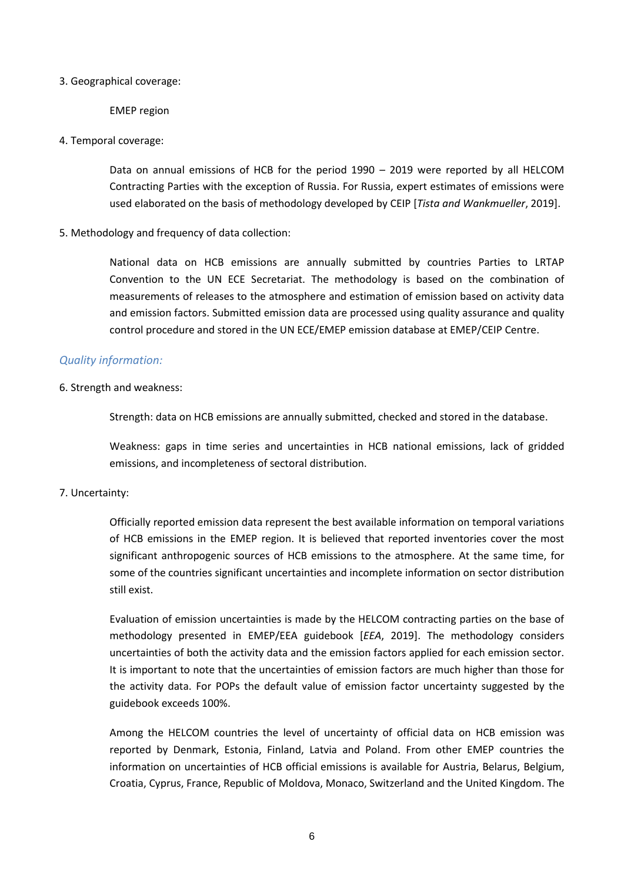3. Geographical coverage:

EMEP region

4. Temporal coverage:

Data on annual emissions of HCB for the period 1990 – 2019 were reported by all HELCOM Contracting Parties with the exception of Russia. For Russia, expert estimates of emissions were used elaborated on the basis of methodology developed by CEIP [*Tista and Wankmueller*, 2019].

5. Methodology and frequency of data collection:

National data on HCB emissions are annually submitted by countries Parties to LRTAP Convention to the UN ECE Secretariat. The methodology is based on the combination of measurements of releases to the atmosphere and estimation of emission based on activity data and emission factors. Submitted emission data are processed using quality assurance and quality control procedure and stored in the UN ECE/EMEP emission database at EMEP/CEIP Centre.

### *Quality information:*

6. Strength and weakness:

Strength: data on HCB emissions are annually submitted, checked and stored in the database.

Weakness: gaps in time series and uncertainties in HCB national emissions, lack of gridded emissions, and incompleteness of sectoral distribution.

7. Uncertainty:

Officially reported emission data represent the best available information on temporal variations of HCB emissions in the EMEP region. It is believed that reported inventories cover the most significant anthropogenic sources of HCB emissions to the atmosphere. At the same time, for some of the countries significant uncertainties and incomplete information on sector distribution still exist.

Evaluation of emission uncertainties is made by the HELCOM contracting parties on the base of methodology presented in EMEP/EEA guidebook [*EEA*, 2019]. The methodology considers uncertainties of both the activity data and the emission factors applied for each emission sector. It is important to note that the uncertainties of emission factors are much higher than those for the activity data. For POPs the default value of emission factor uncertainty suggested by the guidebook exceeds 100%.

Among the HELCOM countries the level of uncertainty of official data on HCB emission was reported by Denmark, Estonia, Finland, Latvia and Poland. From other EMEP countries the information on uncertainties of HCB official emissions is available for Austria, Belarus, Belgium, Croatia, Cyprus, France, Republic of Moldova, Monaco, Switzerland and the United Kingdom. The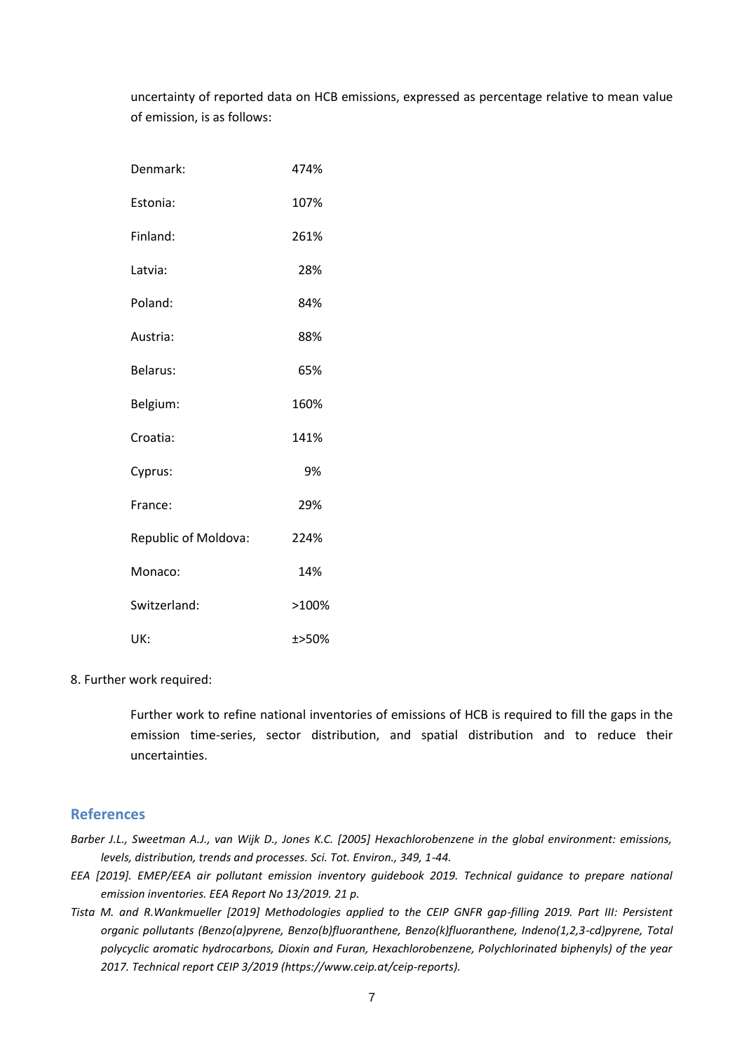uncertainty of reported data on HCB emissions, expressed as percentage relative to mean value of emission, is as follows:

| | |
|---|---|
| Denmark: | 474% |
| Estonia: | 107% |
| Finland: | 261% |
| Latvia: | 28% |
| Poland: | 84% |
| Austria: | 88% |
| Belarus: | 65% |
| Belgium: | 160% |
| Croatia: | 141% |
| Cyprus: | 9% |
| France: | 29% |
| Republic of Moldova: | 224% |
| Monaco: | 14% |
| Switzerland: | >100% |
| UK: | ±>50% |

8. Further work required:

Further work to refine national inventories of emissions of HCB is required to fill the gaps in the emission time-series, sector distribution, and spatial distribution and to reduce their uncertainties.

## References

*Barber J.L., Sweetman A.J., van Wijk D., Jones K.C. [2005] Hexachlorobenzene in the global environment: emissions, levels, distribution, trends and processes. Sci. Tot. Environ., 349, 1-44.*

*EEA [2019]. EMEP/EEA air pollutant emission inventory guidebook 2019. Technical guidance to prepare national emission inventories. EEA Report No 13/2019. 21 p.*

*Tista M. and R.Wankmueller [2019] Methodologies applied to the CEIP GNFR gap-filling 2019. Part III: Persistent organic pollutants (Benzo(a)pyrene, Benzo(b)fluoranthene, Benzo(k)fluoranthene, Indeno(1,2,3-cd)pyrene, Total polycyclic aromatic hydrocarbons, Dioxin and Furan, Hexachlorobenzene, Polychlorinated biphenyls) of the year 2017. Technical report CEIP 3/2019 (https://www.ceip.at/ceip-reports).*